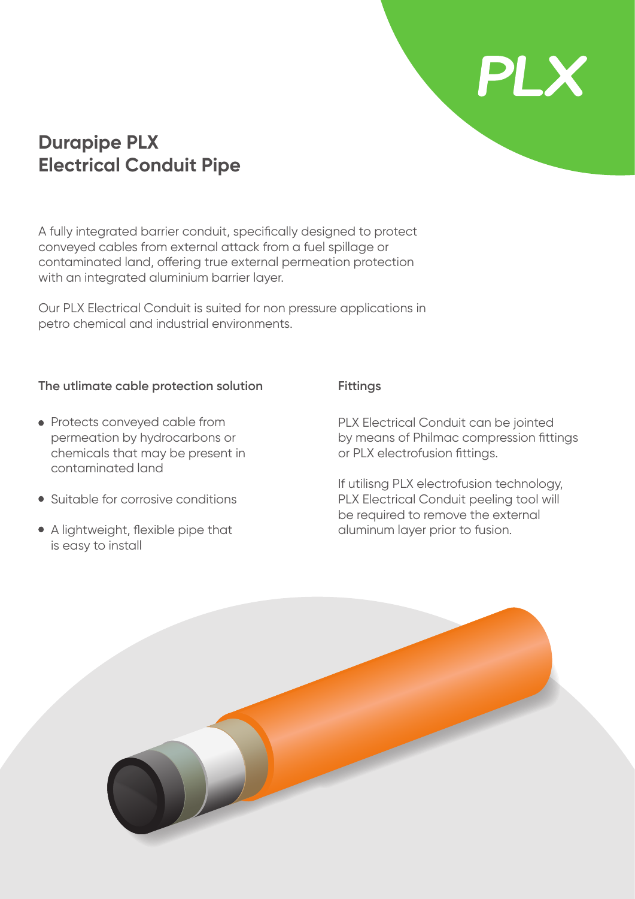PLX

# Durapipe PLX Electrical Conduit Pipe

A fully integrated barrier conduit, specifically designed to protect conveyed cables from external attack from a fuel spillage or contaminated land, offering true external permeation protection with an integrated aluminium barrier layer.

Our PLX Electrical Conduit is suited for non pressure applications in petro chemical and industrial environments.

### The utlimate cable protection solution

- Protects conveyed cable from permeation by hydrocarbons or chemicals that may be present in contaminated land
- Suitable for corrosive conditions
- A lightweight, flexible pipe that is easy to install

### Fittings

PLX Electrical Conduit can be jointed by means of Philmac compression fittings or PLX electrofusion fittings.

If utilisng PLX electrofusion technology, PLX Electrical Conduit peeling tool will be required to remove the external aluminum layer prior to fusion.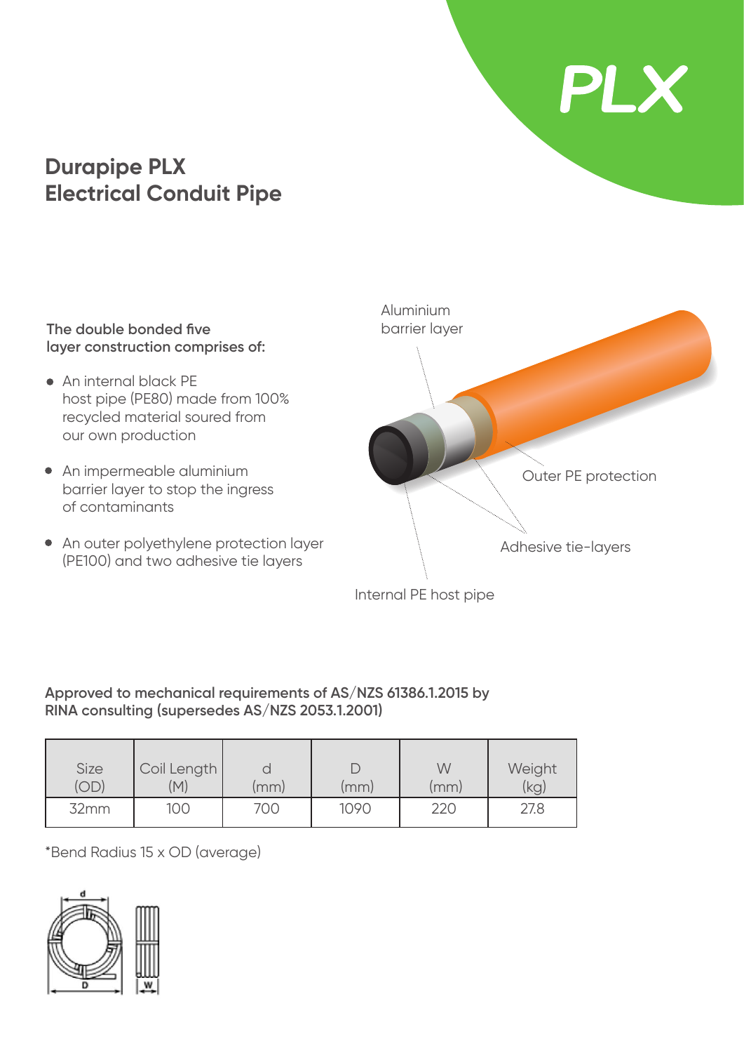# Durapipe PLX
# Electrical Conduit Pipe

**The double bonded five layer construction comprises of:**

- An internal black PE host pipe (PE80) made from 100% recycled material soured from our own production
- An impermeable aluminium barrier layer to stop the ingress of contaminants
- An outer polyethylene protection layer (PE100) and two adhesive tie layers

Aluminium barrier layer

Outer PE protection

Adhesive tie-layers

Internal PE host pipe

**Approved to mechanical requirements of AS/NZS 61386.1.2015 by RINA consulting (supersedes AS/NZS 2053.1.2001)**

| Size (OD) | Coil Length (M) | d (mm) | D (mm) | W (mm) | Weight (kg) |
|---|---|---|---|---|---|
| 32mm | 100 | 700 | 1090 | 220 | 27.8 |

*Bend Radius 15 x OD (average)

d

D

W